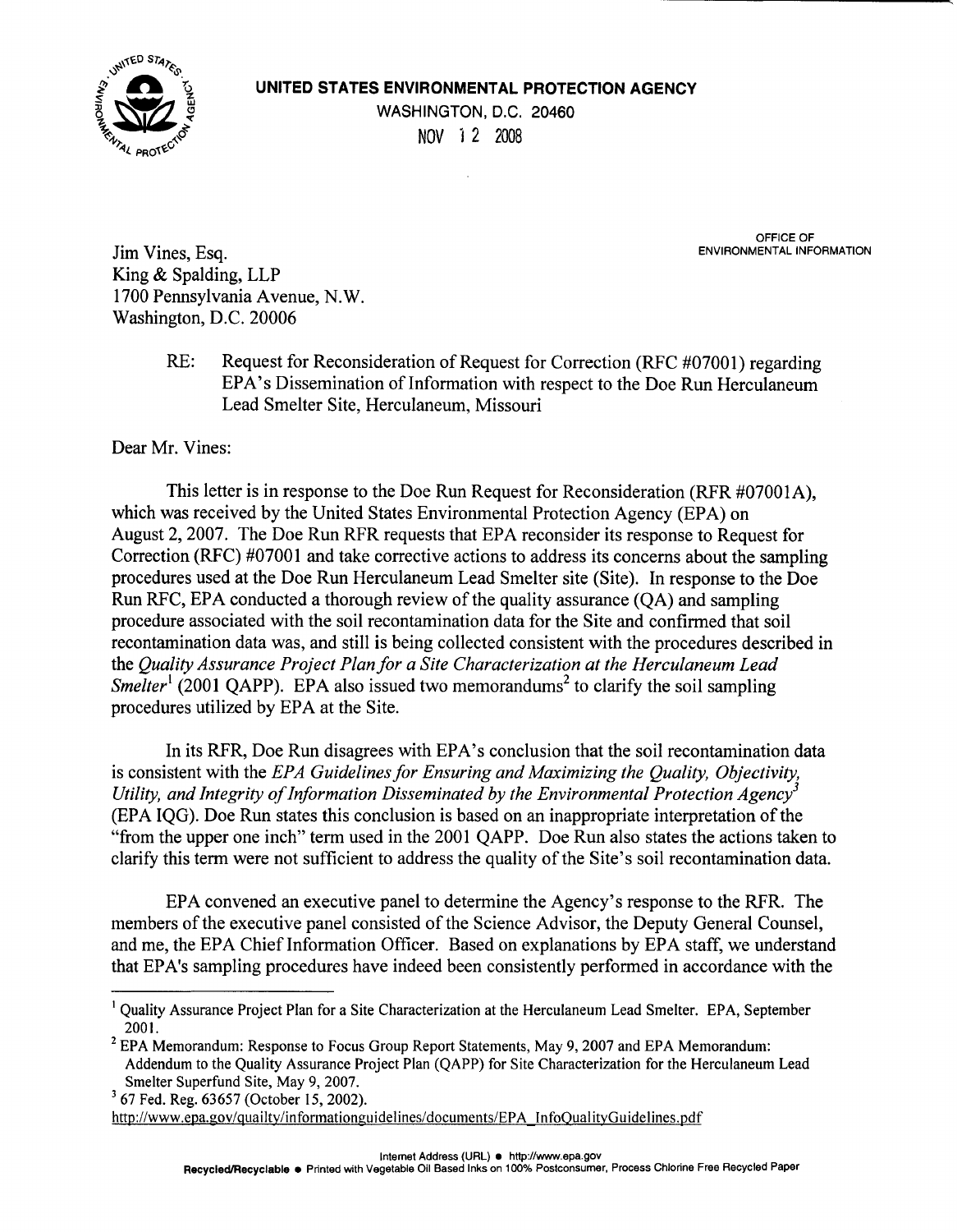**UNITED STATES ENVIRONMENTAL PROTECTION AGENCY**
WASHINGTON, D.C. 20460
NOV 12 2008

OFFICE OF
ENVIRONMENTAL INFORMATION

Jim Vines, Esq.
King & Spalding, LLP
1700 Pennsylvania Avenue, N.W.
Washington, D.C. 20006

RE: Request for Reconsideration of Request for Correction (RFC #07001) regarding EPA's Dissemination of Information with respect to the Doe Run Herculaneum Lead Smelter Site, Herculaneum, Missouri

Dear Mr. Vines:

This letter is in response to the Doe Run Request for Reconsideration (RFR #07001A), which was received by the United States Environmental Protection Agency (EPA) on August 2, 2007. The Doe Run RFR requests that EPA reconsider its response to Request for Correction (RFC) #07001 and take corrective actions to address its concerns about the sampling procedures used at the Doe Run Herculaneum Lead Smelter site (Site). In response to the Doe Run RFC, EPA conducted a thorough review of the quality assurance (QA) and sampling procedure associated with the soil recontamination data for the Site and confirmed that soil recontamination data was, and still is being collected consistent with the procedures described in the *Quality Assurance Project Plan for a Site Characterization at the Herculaneum Lead Smelter*[1] (2001 QAPP). EPA also issued two memorandums[2] to clarify the soil sampling procedures utilized by EPA at the Site.

In its RFR, Doe Run disagrees with EPA's conclusion that the soil recontamination data is consistent with the *EPA Guidelines for Ensuring and Maximizing the Quality, Objectivity, Utility, and Integrity of Information Disseminated by the Environmental Protection Agency*[3] (EPA IQG). Doe Run states this conclusion is based on an inappropriate interpretation of the "from the upper one inch" term used in the 2001 QAPP. Doe Run also states the actions taken to clarify this term were not sufficient to address the quality of the Site's soil recontamination data.

EPA convened an executive panel to determine the Agency's response to the RFR. The members of the executive panel consisted of the Science Advisor, the Deputy General Counsel, and me, the EPA Chief Information Officer. Based on explanations by EPA staff, we understand that EPA's sampling procedures have indeed been consistently performed in accordance with the

---

[1] Quality Assurance Project Plan for a Site Characterization at the Herculaneum Lead Smelter. EPA, September 2001.

[2] EPA Memorandum: Response to Focus Group Report Statements, May 9, 2007 and EPA Memorandum: Addendum to the Quality Assurance Project Plan (QAPP) for Site Characterization for the Herculaneum Lead Smelter Superfund Site, May 9, 2007.

[3] 67 Fed. Reg. 63657 (October 15, 2002).
http://www.epa.gov/quailty/informationguidelines/documents/EPA_InfoQualityGuidelines.pdf

Internet Address (URL) • http://www.epa.gov
Recycled/Recyclable • Printed with Vegetable Oil Based Inks on 100% Postconsumer, Process Chlorine Free Recycled Paper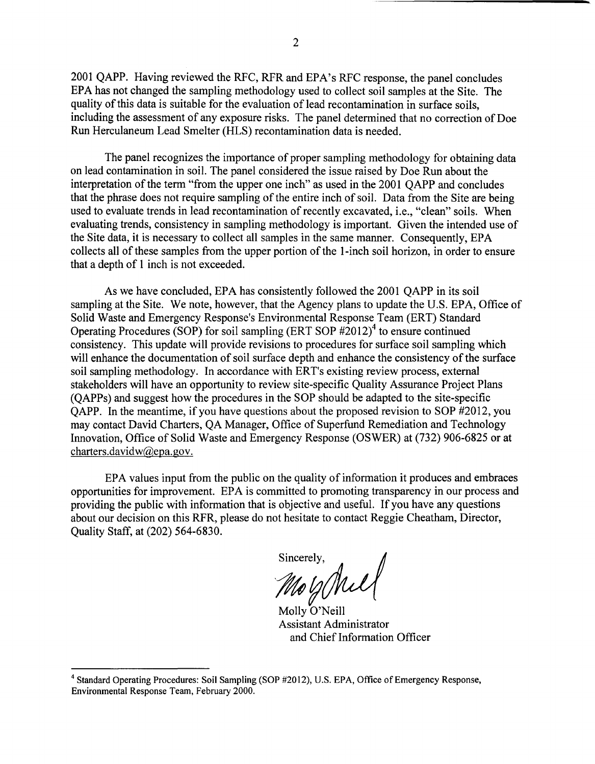2001 QAPP. Having reviewed the RFC, RFR and EPA's RFC response, the panel concludes EPA has not changed the sampling methodology used to collect soil samples at the Site. The quality of this data is suitable for the evaluation of lead recontamination in surface soils, including the assessment of any exposure risks. The panel determined that no correction of Doe Run Herculaneum Lead Smelter (HLS) recontamination data is needed.

The panel recognizes the importance of proper sampling methodology for obtaining data on lead contamination in soil. The panel considered the issue raised by Doe Run about the interpretation of the term "from the upper one inch" as used in the 2001 QAPP and concludes that the phrase does not require sampling of the entire inch of soil. Data from the Site are being used to evaluate trends in lead recontamination of recently excavated, i.e., "clean" soils. When evaluating trends, consistency in sampling methodology is important. Given the intended use of the Site data, it is necessary to collect all samples in the same manner. Consequently, EPA collects all of these samples from the upper portion of the 1-inch soil horizon, in order to ensure that a depth of 1 inch is not exceeded.

As we have concluded, EPA has consistently followed the 2001 QAPP in its soil sampling at the Site. We note, however, that the Agency plans to update the U.S. EPA, Office of Solid Waste and Emergency Response's Environmental Response Team (ERT) Standard Operating Procedures (SOP) for soil sampling (ERT SOP #2012)[4] to ensure continued consistency. This update will provide revisions to procedures for surface soil sampling which will enhance the documentation of soil surface depth and enhance the consistency of the surface soil sampling methodology. In accordance with ERT's existing review process, external stakeholders will have an opportunity to review site-specific Quality Assurance Project Plans (QAPPs) and suggest how the procedures in the SOP should be adapted to the site-specific QAPP. In the meantime, if you have questions about the proposed revision to SOP #2012, you may contact David Charters, QA Manager, Office of Superfund Remediation and Technology Innovation, Office of Solid Waste and Emergency Response (OSWER) at (732) 906-6825 or at charters.davidw@epa.gov.

EPA values input from the public on the quality of information it produces and embraces opportunities for improvement. EPA is committed to promoting transparency in our process and providing the public with information that is objective and useful. If you have any questions about our decision on this RFR, please do not hesitate to contact Reggie Cheatham, Director, Quality Staff, at (202) 564-6830.

Sincerely,

Molly O'Neill
Assistant Administrator
and Chief Information Officer

---

[4] Standard Operating Procedures: Soil Sampling (SOP #2012), U.S. EPA, Office of Emergency Response, Environmental Response Team, February 2000.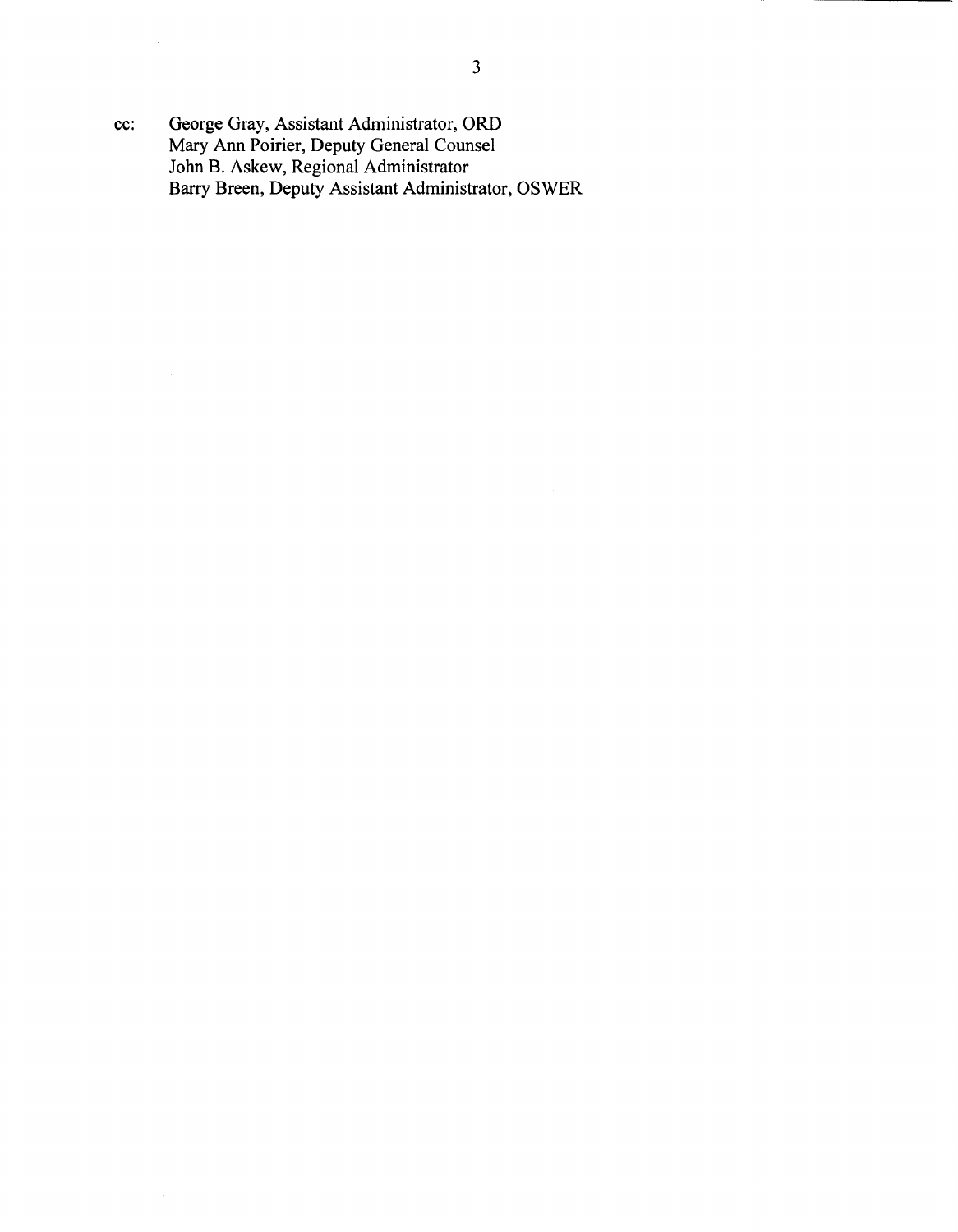cc: George Gray, Assistant Administrator, ORD
Mary Ann Poirier, Deputy General Counsel
John B. Askew, Regional Administrator
Barry Breen, Deputy Assistant Administrator, OSWER